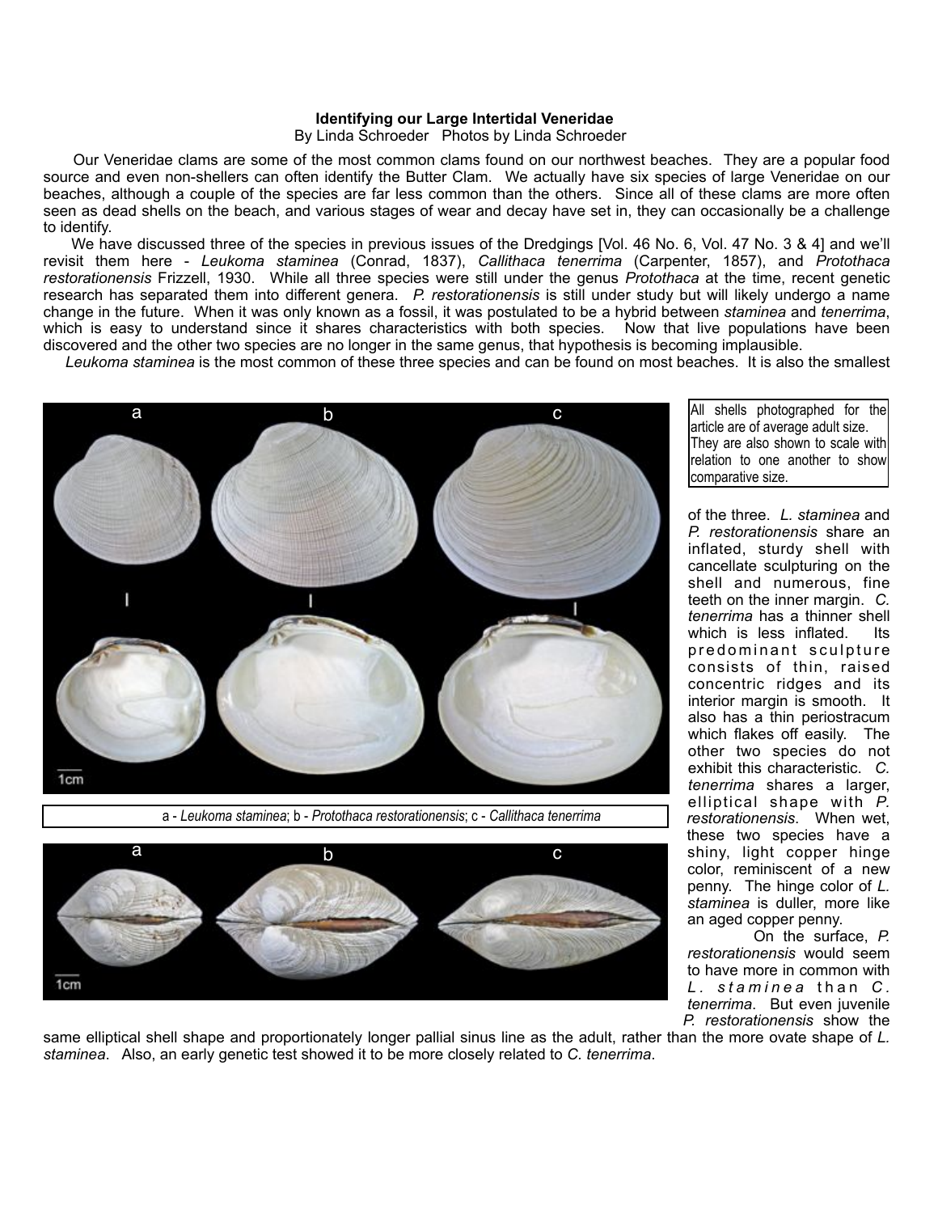**Identifying our Large Intertidal Veneridae**

By Linda Schroeder   Photos by Linda Schroeder

Our Veneridae clams are some of the most common clams found on our northwest beaches. They are a popular food source and even non-shellers can often identify the Butter Clam. We actually have six species of large Veneridae on our beaches, although a couple of the species are far less common than the others. Since all of these clams are more often seen as dead shells on the beach, and various stages of wear and decay have set in, they can occasionally be a challenge to identify.

We have discussed three of the species in previous issues of the Dredgings [Vol. 46 No. 6, Vol. 47 No. 3 & 4] and we'll revisit them here - *Leukoma staminea* (Conrad, 1837), *Callithaca tenerrima* (Carpenter, 1857), and *Protothaca restorationensis* Frizzell, 1930. While all three species were still under the genus *Protothaca* at the time, recent genetic research has separated them into different genera. *P. restorationensis* is still under study but will likely undergo a name change in the future. When it was only known as a fossil, it was postulated to be a hybrid between *staminea* and *tenerrima*, which is easy to understand since it shares characteristics with both species. Now that live populations have been discovered and the other two species are no longer in the same genus, that hypothesis is becoming implausible.

*Leukoma staminea* is the most common of these three species and can be found on most beaches. It is also the smallest of the three. *L. staminea* and *P. restorationensis* share an inflated, sturdy shell with cancellate sculpturing on the shell and numerous, fine teeth on the inner margin. *C. tenerrima* has a thinner shell which is less inflated. Its predominant sculpture consists of thin, raised concentric ridges and its interior margin is smooth. It also has a thin periostracum which flakes off easily. The other two species do not exhibit this characteristic. *C. tenerrima* shares a larger, elliptical shape with *P. restorationensis*. When wet, these two species have a shiny, light copper hinge color, reminiscent of a new penny. The hinge color of *L. staminea* is duller, more like an aged copper penny.

All shells photographed for the article are of average adult size. They are also shown to scale with relation to one another to show comparative size.

a - *Leukoma staminea*; b - *Protothaca restorationensis*; c - *Callithaca tenerrima*

On the surface, *P. restorationensis* would seem to have more in common with *L. staminea* than *C. tenerrima*. But even juvenile *P. restorationensis* show the same elliptical shell shape and proportionately longer pallial sinus line as the adult, rather than the more ovate shape of *L. staminea*. Also, an early genetic test showed it to be more closely related to *C. tenerrima*.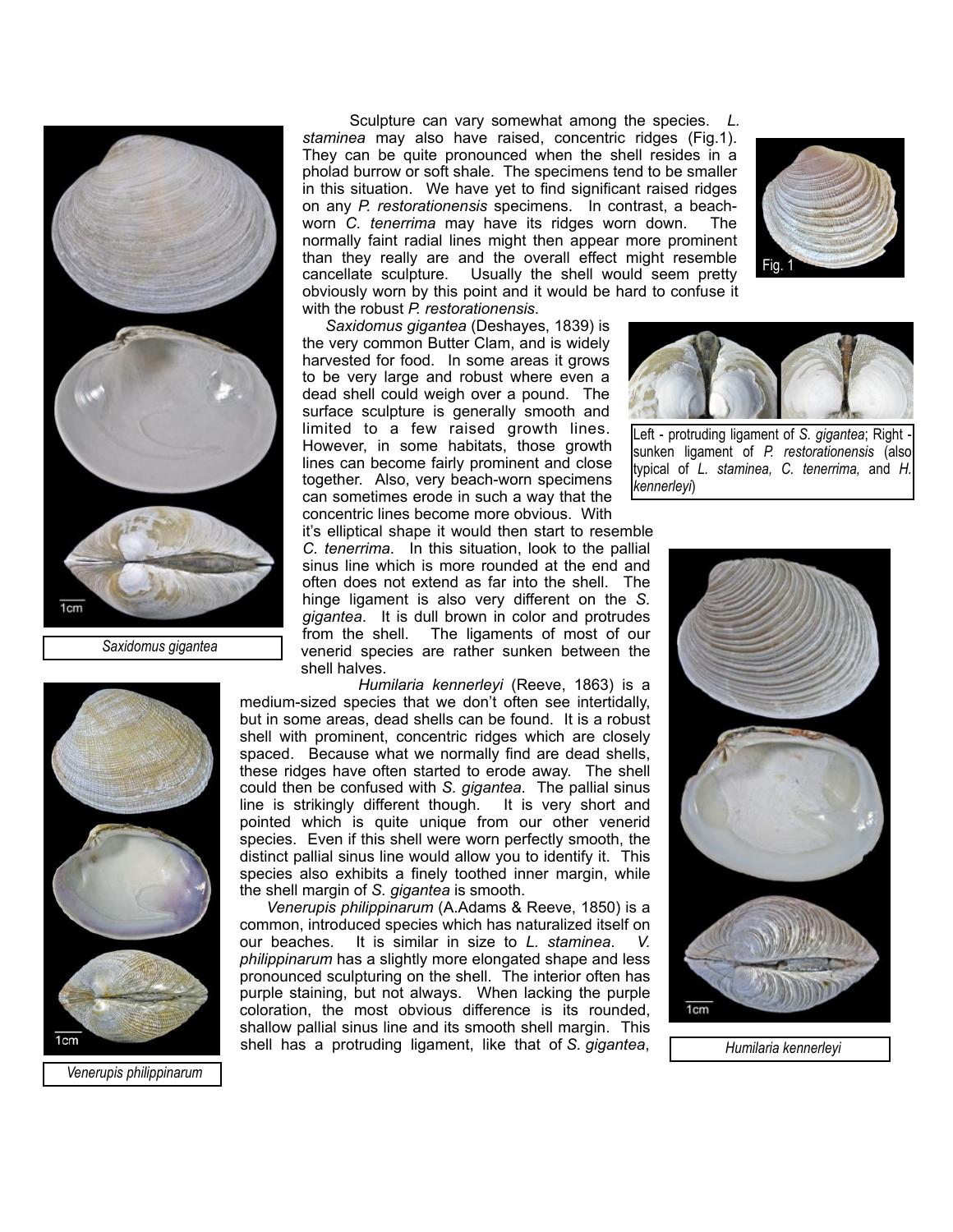Sculpture can vary somewhat among the species. *L. staminea* may also have raised, concentric ridges (Fig.1). They can be quite pronounced when the shell resides in a pholad burrow or soft shale. The specimens tend to be smaller in this situation. We have yet to find significant raised ridges on any *P. restorationensis* specimens. In contrast, a beach-worn *C. tenerrima* may have its ridges worn down. The normally faint radial lines might then appear more prominent than they really are and the overall effect might resemble cancellate sculpture. Usually the shell would seem pretty obviously worn by this point and it would be hard to confuse it with the robust *P. restorationensis*.

Fig. 1

*Saxidomus gigantea* (Deshayes, 1839) is the very common Butter Clam, and is widely harvested for food. In some areas it grows to be very large and robust where even a dead shell could weigh over a pound. The surface sculpture is generally smooth and limited to a few raised growth lines. However, in some habitats, those growth lines can become fairly prominent and close together. Also, very beach-worn specimens can sometimes erode in such a way that the concentric lines become more obvious. With it's elliptical shape it would then start to resemble *C. tenerrima*. In this situation, look to the pallial sinus line which is more rounded at the end and often does not extend as far into the shell. The hinge ligament is also very different on the *S. gigantea*. It is dull brown in color and protrudes from the shell. The ligaments of most of our venerid species are rather sunken between the shell halves.

Left - protruding ligament of *S. gigantea*; Right - sunken ligament of *P. restorationensis* (also typical of *L. staminea, C. tenerrima,* and *H. kennerleyi*)

*Saxidomus gigantea*

*Humilaria kennerleyi* (Reeve, 1863) is a medium-sized species that we don't often see intertidally, but in some areas, dead shells can be found. It is a robust shell with prominent, concentric ridges which are closely spaced. Because what we normally find are dead shells, these ridges have often started to erode away. The shell could then be confused with *S. gigantea*. The pallial sinus line is strikingly different though. It is very short and pointed which is quite unique from our other venerid species. Even if this shell were worn perfectly smooth, the distinct pallial sinus line would allow you to identify it. This species also exhibits a finely toothed inner margin, while the shell margin of *S. gigantea* is smooth.

*Venerupis philippinarum* (A.Adams & Reeve, 1850) is a common, introduced species which has naturalized itself on our beaches. It is similar in size to *L. staminea*. *V. philippinarum* has a slightly more elongated shape and less pronounced sculpturing on the shell. The interior often has purple staining, but not always. When lacking the purple coloration, the most obvious difference is its rounded, shallow pallial sinus line and its smooth shell margin. This shell has a protruding ligament, like that of *S. gigantea*,

*Humilaria kennerleyi*

*Venerupis philippinarum*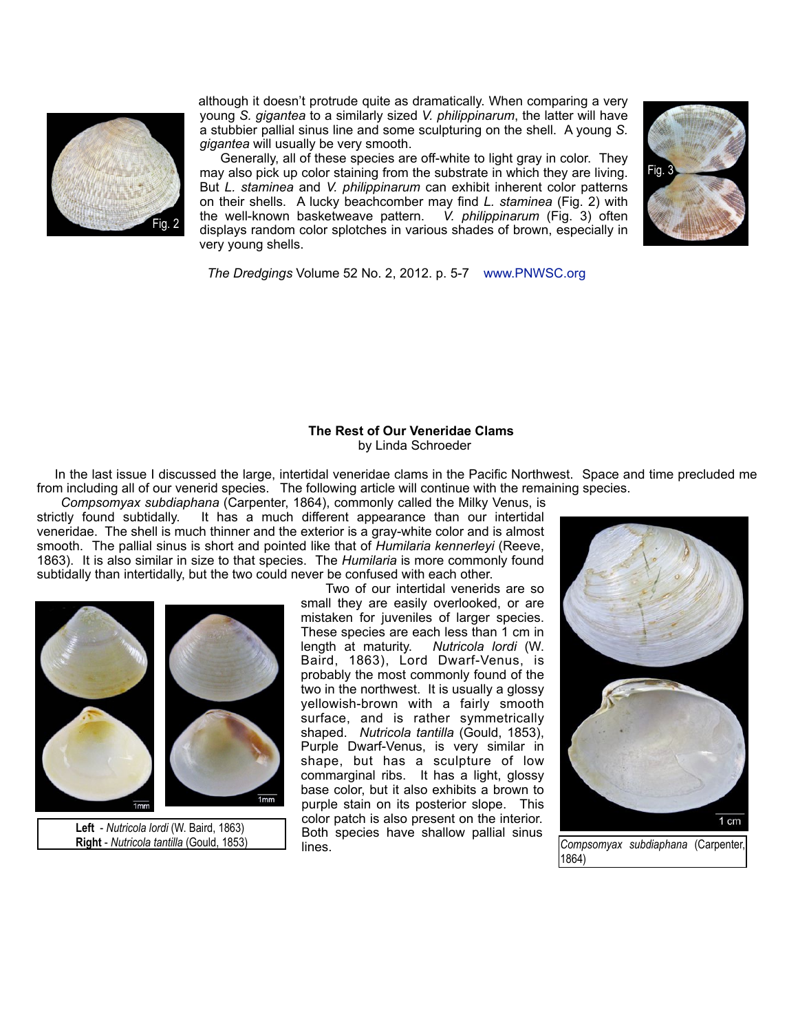although it doesn't protrude quite as dramatically. When comparing a very young *S. gigantea* to a similarly sized *V. philippinarum*, the latter will have a stubbier pallial sinus line and some sculpturing on the shell. A young *S. gigantea* will usually be very smooth.

Generally, all of these species are off-white to light gray in color. They may also pick up color staining from the substrate in which they are living. But *L. staminea* and *V. philippinarum* can exhibit inherent color patterns on their shells. A lucky beachcomber may find *L. staminea* (Fig. 2) with the well-known basketweave pattern. *V. philippinarum* (Fig. 3) often displays random color splotches in various shades of brown, especially in very young shells.

Fig. 2

Fig. 3

*The Dredgings* Volume 52 No. 2, 2012. p. 5-7 www.PNWSC.org

**The Rest of Our Veneridae Clams**
by Linda Schroeder

In the last issue I discussed the large, intertidal veneridae clams in the Pacific Northwest. Space and time precluded me from including all of our venerid species. The following article will continue with the remaining species.

*Compsomyax subdiaphana* (Carpenter, 1864), commonly called the Milky Venus, is strictly found subtidally. It has a much different appearance than our intertidal veneridae. The shell is much thinner and the exterior is a gray-white color and is almost smooth. The pallial sinus is short and pointed like that of *Humilaria kennerleyi* (Reeve, 1863). It is also similar in size to that species. The *Humilaria* is more commonly found subtidally than intertidally, but the two could never be confused with each other.

Two of our intertidal venerids are so small they are easily overlooked, or are mistaken for juveniles of larger species. These species are each less than 1 cm in length at maturity. *Nutricola lordi* (W. Baird, 1863), Lord Dwarf-Venus, is probably the most commonly found of the two in the northwest. It is usually a glossy yellowish-brown with a fairly smooth surface, and is rather symmetrically shaped. *Nutricola tantilla* (Gould, 1853), Purple Dwarf-Venus, is very similar in shape, but has a sculpture of low commarginal ribs. It has a light, glossy base color, but it also exhibits a brown to purple stain on its posterior slope. This color patch is also present on the interior. Both species have shallow pallial sinus lines.

**Left** - *Nutricola lordi* (W. Baird, 1863)
**Right** - *Nutricola tantilla* (Gould, 1853)

*Compsomyax subdiaphana* (Carpenter, 1864)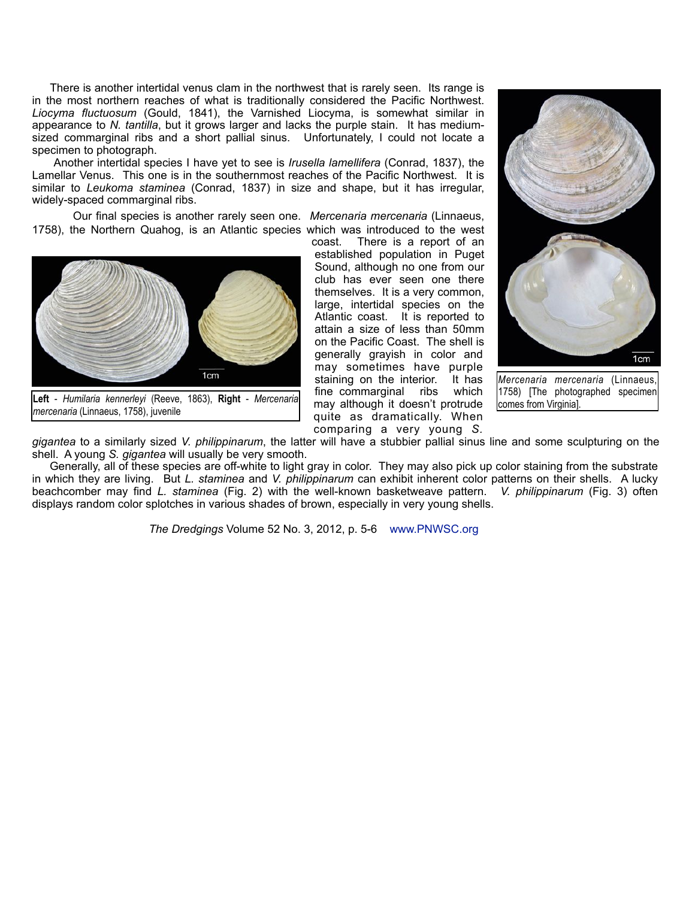There is another intertidal venus clam in the northwest that is rarely seen. Its range is in the most northern reaches of what is traditionally considered the Pacific Northwest. *Liocyma fluctuosum* (Gould, 1841), the Varnished Liocyma, is somewhat similar in appearance to *N. tantilla*, but it grows larger and lacks the purple stain. It has medium-sized commarginal ribs and a short pallial sinus. Unfortunately, I could not locate a specimen to photograph.

Another intertidal species I have yet to see is *Irusella lamellifera* (Conrad, 1837), the Lamellar Venus. This one is in the southernmost reaches of the Pacific Northwest. It is similar to *Leukoma staminea* (Conrad, 1837) in size and shape, but it has irregular, widely-spaced commarginal ribs.

Our final species is another rarely seen one. *Mercenaria mercenaria* (Linnaeus, 1758), the Northern Quahog, is an Atlantic species which was introduced to the west coast. There is a report of an established population in Puget Sound, although no one from our club has ever seen one there themselves. It is a very common, large, intertidal species on the Atlantic coast. It is reported to attain a size of less than 50mm on the Pacific Coast. The shell is generally grayish in color and may sometimes have purple staining on the interior. It has fine commarginal ribs which may although it doesn't protrude quite as dramatically. When comparing a very young *S. gigantea* to a similarly sized *V. philippinarum*, the latter will have a stubbier pallial sinus line and some sculpturing on the shell. A young *S. gigantea* will usually be very smooth.

1cm

**Left** - *Humilaria kennerleyi* (Reeve, 1863), **Right** - *Mercenaria mercenaria* (Linnaeus, 1758), juvenile

1cm

*Mercenaria mercenaria* (Linnaeus, 1758) [The photographed specimen comes from Virginia].

Generally, all of these species are off-white to light gray in color. They may also pick up color staining from the substrate in which they are living. But *L. staminea* and *V. philippinarum* can exhibit inherent color patterns on their shells. A lucky beachcomber may find *L. staminea* (Fig. 2) with the well-known basketweave pattern. *V. philippinarum* (Fig. 3) often displays random color splotches in various shades of brown, especially in very young shells.